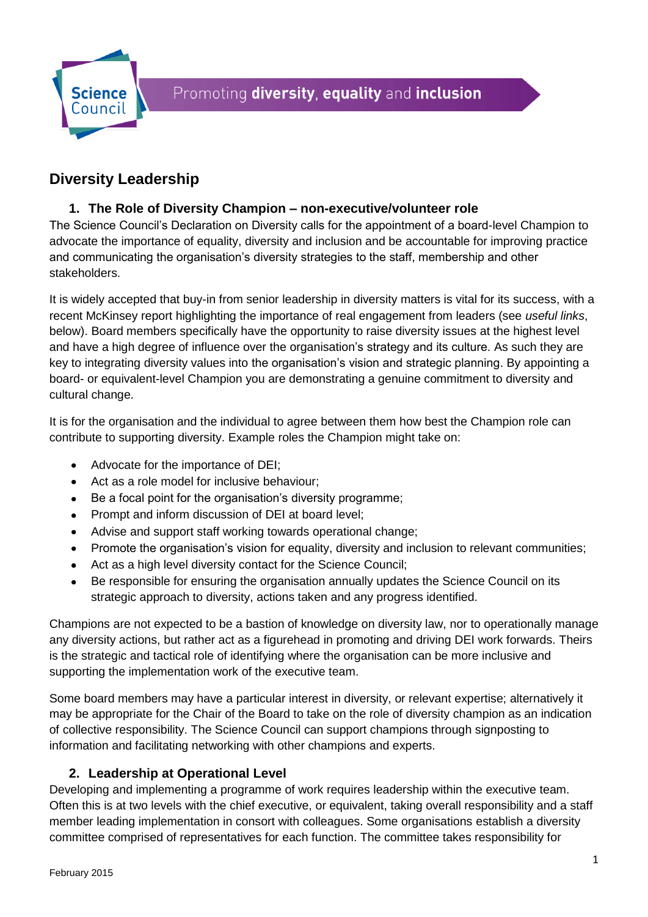Science Council

Promoting **diversity**, **equality** and **inclusion**

# Diversity Leadership

## 1. The Role of Diversity Champion – non-executive/volunteer role

The Science Council's Declaration on Diversity calls for the appointment of a board-level Champion to advocate the importance of equality, diversity and inclusion and be accountable for improving practice and communicating the organisation's diversity strategies to the staff, membership and other stakeholders.

It is widely accepted that buy-in from senior leadership in diversity matters is vital for its success, with a recent McKinsey report highlighting the importance of real engagement from leaders (see *useful links*, below). Board members specifically have the opportunity to raise diversity issues at the highest level and have a high degree of influence over the organisation's strategy and its culture. As such they are key to integrating diversity values into the organisation's vision and strategic planning. By appointing a board- or equivalent-level Champion you are demonstrating a genuine commitment to diversity and cultural change.

It is for the organisation and the individual to agree between them how best the Champion role can contribute to supporting diversity. Example roles the Champion might take on:

- Advocate for the importance of DEI;
- Act as a role model for inclusive behaviour;
- Be a focal point for the organisation's diversity programme;
- Prompt and inform discussion of DEI at board level;
- Advise and support staff working towards operational change;
- Promote the organisation's vision for equality, diversity and inclusion to relevant communities;
- Act as a high level diversity contact for the Science Council;
- Be responsible for ensuring the organisation annually updates the Science Council on its strategic approach to diversity, actions taken and any progress identified.

Champions are not expected to be a bastion of knowledge on diversity law, nor to operationally manage any diversity actions, but rather act as a figurehead in promoting and driving DEI work forwards. Theirs is the strategic and tactical role of identifying where the organisation can be more inclusive and supporting the implementation work of the executive team.

Some board members may have a particular interest in diversity, or relevant expertise; alternatively it may be appropriate for the Chair of the Board to take on the role of diversity champion as an indication of collective responsibility. The Science Council can support champions through signposting to information and facilitating networking with other champions and experts.

## 2. Leadership at Operational Level

Developing and implementing a programme of work requires leadership within the executive team. Often this is at two levels with the chief executive, or equivalent, taking overall responsibility and a staff member leading implementation in consort with colleagues. Some organisations establish a diversity committee comprised of representatives for each function. The committee takes responsibility for

February 2015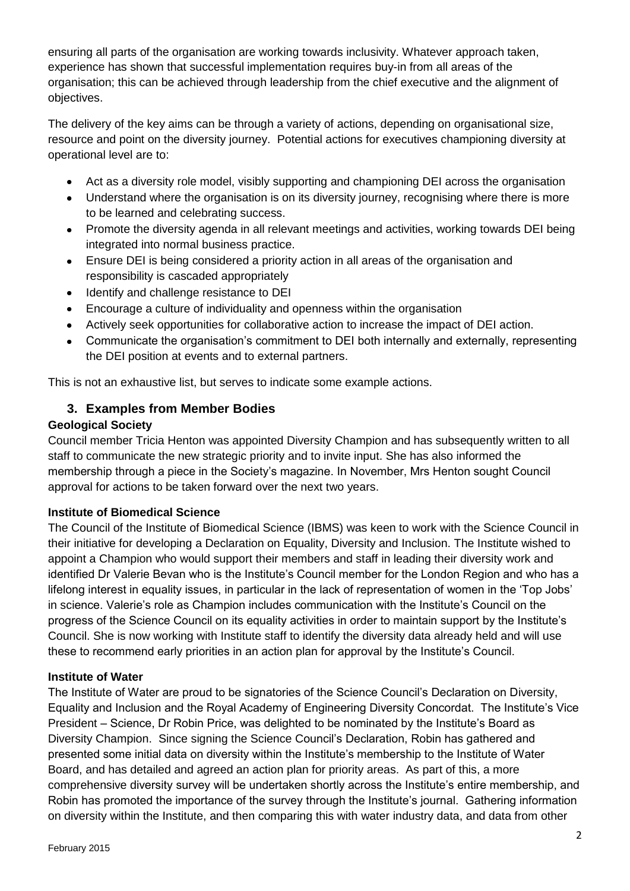ensuring all parts of the organisation are working towards inclusivity. Whatever approach taken, experience has shown that successful implementation requires buy-in from all areas of the organisation; this can be achieved through leadership from the chief executive and the alignment of objectives.

The delivery of the key aims can be through a variety of actions, depending on organisational size, resource and point on the diversity journey. Potential actions for executives championing diversity at operational level are to:

- Act as a diversity role model, visibly supporting and championing DEI across the organisation
- Understand where the organisation is on its diversity journey, recognising where there is more to be learned and celebrating success.
- Promote the diversity agenda in all relevant meetings and activities, working towards DEI being integrated into normal business practice.
- Ensure DEI is being considered a priority action in all areas of the organisation and responsibility is cascaded appropriately
- Identify and challenge resistance to DEI
- Encourage a culture of individuality and openness within the organisation
- Actively seek opportunities for collaborative action to increase the impact of DEI action.
- Communicate the organisation's commitment to DEI both internally and externally, representing the DEI position at events and to external partners.

This is not an exhaustive list, but serves to indicate some example actions.

## 3. Examples from Member Bodies

### Geological Society

Council member Tricia Henton was appointed Diversity Champion and has subsequently written to all staff to communicate the new strategic priority and to invite input. She has also informed the membership through a piece in the Society's magazine. In November, Mrs Henton sought Council approval for actions to be taken forward over the next two years.

### Institute of Biomedical Science

The Council of the Institute of Biomedical Science (IBMS) was keen to work with the Science Council in their initiative for developing a Declaration on Equality, Diversity and Inclusion. The Institute wished to appoint a Champion who would support their members and staff in leading their diversity work and identified Dr Valerie Bevan who is the Institute's Council member for the London Region and who has a lifelong interest in equality issues, in particular in the lack of representation of women in the 'Top Jobs' in science. Valerie's role as Champion includes communication with the Institute's Council on the progress of the Science Council on its equality activities in order to maintain support by the Institute's Council. She is now working with Institute staff to identify the diversity data already held and will use these to recommend early priorities in an action plan for approval by the Institute's Council.

### Institute of Water

The Institute of Water are proud to be signatories of the Science Council's Declaration on Diversity, Equality and Inclusion and the Royal Academy of Engineering Diversity Concordat. The Institute's Vice President – Science, Dr Robin Price, was delighted to be nominated by the Institute's Board as Diversity Champion. Since signing the Science Council's Declaration, Robin has gathered and presented some initial data on diversity within the Institute's membership to the Institute of Water Board, and has detailed and agreed an action plan for priority areas. As part of this, a more comprehensive diversity survey will be undertaken shortly across the Institute's entire membership, and Robin has promoted the importance of the survey through the Institute's journal. Gathering information on diversity within the Institute, and then comparing this with water industry data, and data from other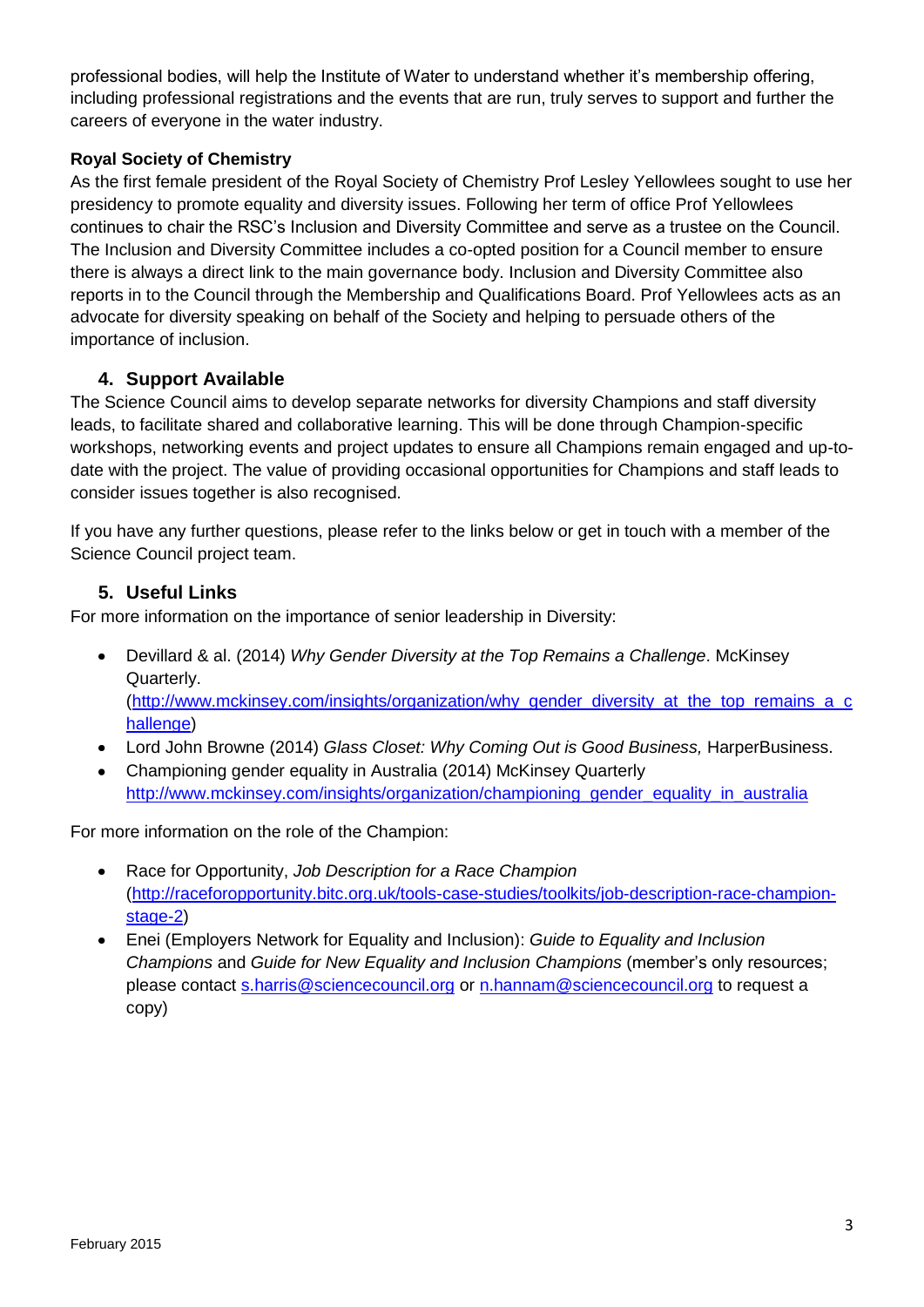professional bodies, will help the Institute of Water to understand whether it's membership offering, including professional registrations and the events that are run, truly serves to support and further the careers of everyone in the water industry.

**Royal Society of Chemistry**

As the first female president of the Royal Society of Chemistry Prof Lesley Yellowlees sought to use her presidency to promote equality and diversity issues. Following her term of office Prof Yellowlees continues to chair the RSC's Inclusion and Diversity Committee and serve as a trustee on the Council. The Inclusion and Diversity Committee includes a co-opted position for a Council member to ensure there is always a direct link to the main governance body. Inclusion and Diversity Committee also reports in to the Council through the Membership and Qualifications Board. Prof Yellowlees acts as an advocate for diversity speaking on behalf of the Society and helping to persuade others of the importance of inclusion.

## 4. Support Available

The Science Council aims to develop separate networks for diversity Champions and staff diversity leads, to facilitate shared and collaborative learning. This will be done through Champion-specific workshops, networking events and project updates to ensure all Champions remain engaged and up-to-date with the project. The value of providing occasional opportunities for Champions and staff leads to consider issues together is also recognised.

If you have any further questions, please refer to the links below or get in touch with a member of the Science Council project team.

## 5. Useful Links

For more information on the importance of senior leadership in Diversity:

- Devillard & al. (2014) *Why Gender Diversity at the Top Remains a Challenge*. McKinsey Quarterly. (http://www.mckinsey.com/insights/organization/why_gender_diversity_at_the_top_remains_a_challenge)
- Lord John Browne (2014) *Glass Closet: Why Coming Out is Good Business,* HarperBusiness.
- Championing gender equality in Australia (2014) McKinsey Quarterly http://www.mckinsey.com/insights/organization/championing_gender_equality_in_australia

For more information on the role of the Champion:

- Race for Opportunity, *Job Description for a Race Champion* (http://raceforopportunity.bitc.org.uk/tools-case-studies/toolkits/job-description-race-champion-stage-2)
- Enei (Employers Network for Equality and Inclusion): *Guide to Equality and Inclusion Champions* and *Guide for New Equality and Inclusion Champions* (member's only resources; please contact s.harris@sciencecouncil.org or n.hannam@sciencecouncil.org to request a copy)